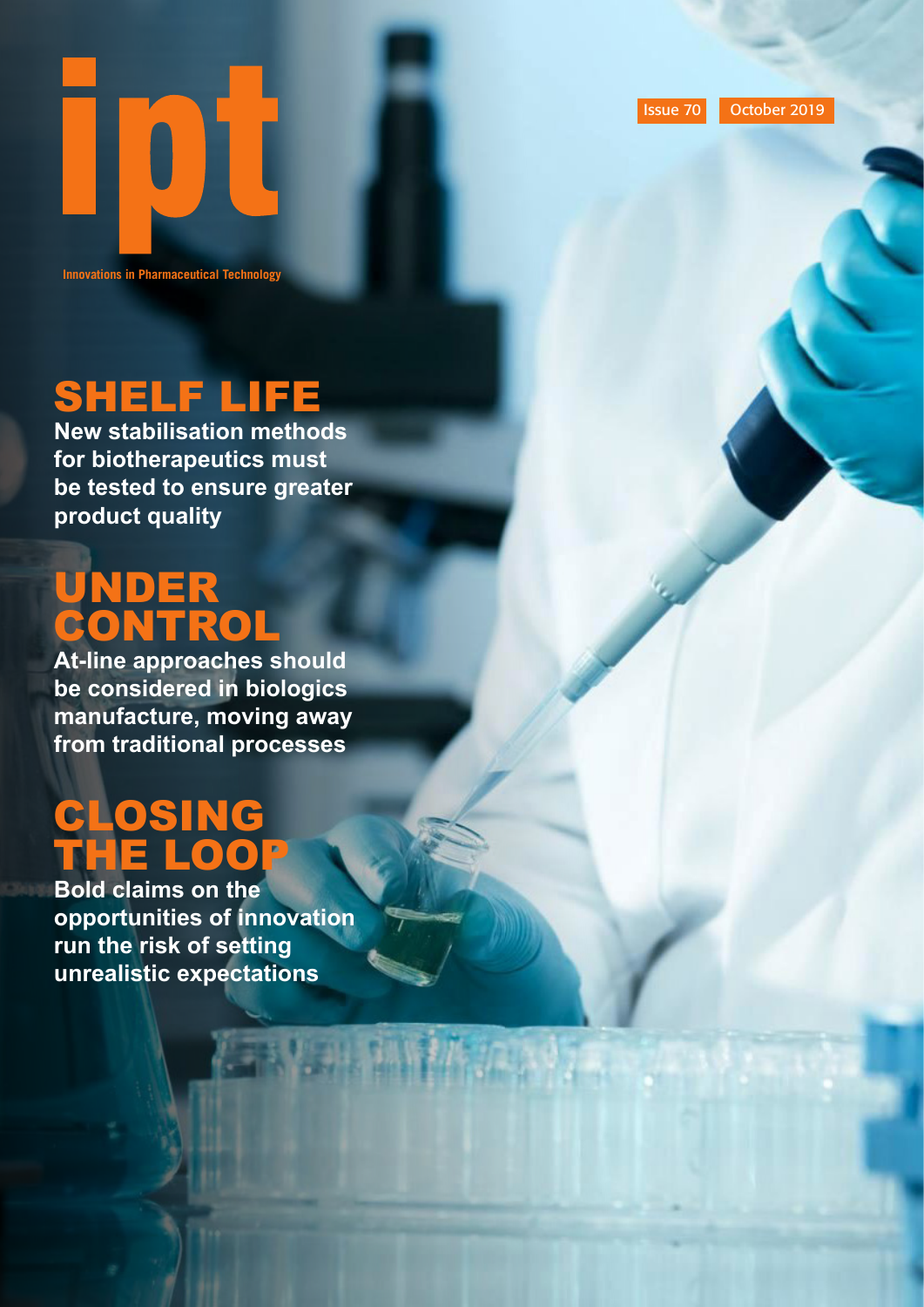# ipt

Innovations in Pharmaceutical Technology

Issue 70 October 2019

## SHELF LIFE

New stabilisation methods for biotherapeutics must be tested to ensure greater product quality

## UNDER CONTROL

At-line approaches should be considered in biologics manufacture, moving away from traditional processes

## CLOSING THE LOOP

Bold claims on the opportunities of innovation run the risk of setting unrealistic expectations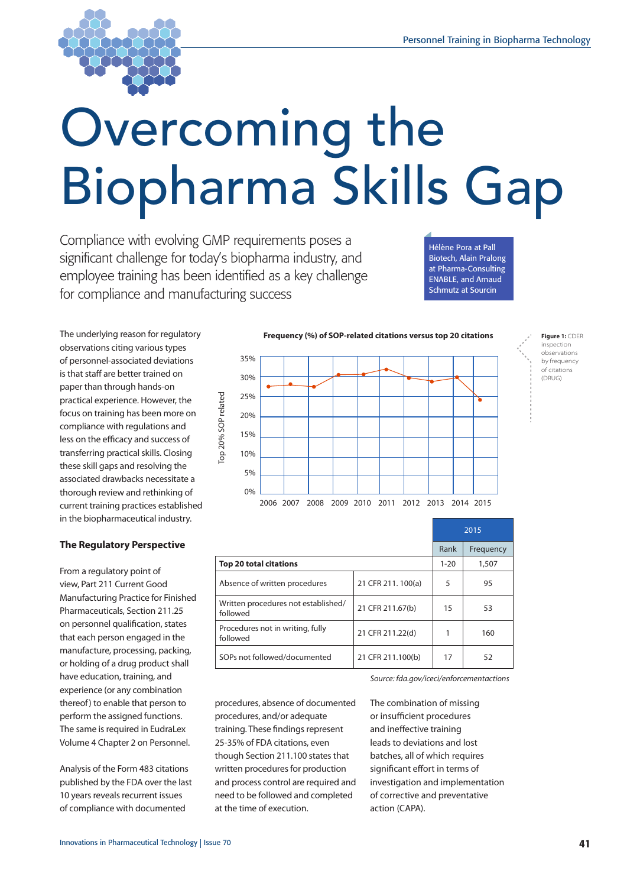# Overcoming the Biopharma Skills Gap

Compliance with evolving GMP requirements poses a significant challenge for today's biopharma industry, and employee training has been identified as a key challenge for compliance and manufacturing success

Hélène Pora at Pall Biotech, Alain Pralong at Pharma-Consulting ENABLE, and Arnaud Schmutz at Sourcin

The underlying reason for regulatory observations citing various types of personnel-associated deviations is that staff are better trained on paper than through hands-on practical experience. However, the focus on training has been more on compliance with regulations and less on the efficacy and success of transferring practical skills. Closing these skill gaps and resolving the associated drawbacks necessitate a thorough review and rethinking of current training practices established in the biopharmaceutical industry.

### The Regulatory Perspective

From a regulatory point of view, Part 211 Current Good Manufacturing Practice for Finished Pharmaceuticals, Section 211.25 on personnel qualification, states that each person engaged in the manufacture, processing, packing, or holding of a drug product shall have education, training, and experience (or any combination thereof) to enable that person to perform the assigned functions. The same is required in EudraLex Volume 4 Chapter 2 on Personnel.

Analysis of the Form 483 citations published by the FDA over the last 10 years reveals recurrent issues of compliance with documented procedures, absence of documented procedures, and/or adequate training. These findings represent 25-35% of FDA citations, even though Section 211.100 states that written procedures for production and process control are required and need to be followed and completed at the time of execution.

The combination of missing or insufficient procedures and ineffective training leads to deviations and lost batches, all of which requires significant effort in terms of investigation and implementation of corrective and preventative action (CAPA).

**Frequency (%) of SOP-related citations versus top 20 citations**

| Year | 2006 | 2007 | 2008 | 2009 | 2010 | 2011 | 2012 | 2013 | 2014 | 2015 |
|---|---|---|---|---|---|---|---|---|---|---|
| Top 20% SOP related | ~28% | ~28% | ~28% | ~31% | ~31% | ~32% | ~30% | ~29% | ~30% | ~24% |

**Figure 1:** CDER inspection observations by frequency of citations (DRUG)

| | | 2015 | |
|---|---|---|---|
| | | Rank | Frequency |
| **Top 20 total citations** | | 1-20 | 1,507 |
| Absence of written procedures | 21 CFR 211. 100(a) | 5 | 95 |
| Written procedures not established/ followed | 21 CFR 211.67(b) | 15 | 53 |
| Procedures not in writing, fully followed | 21 CFR 211.22(d) | 1 | 160 |
| SOPs not followed/documented | 21 CFR 211.100(b) | 17 | 52 |

*Source: fda.gov/iceci/enforcementactions*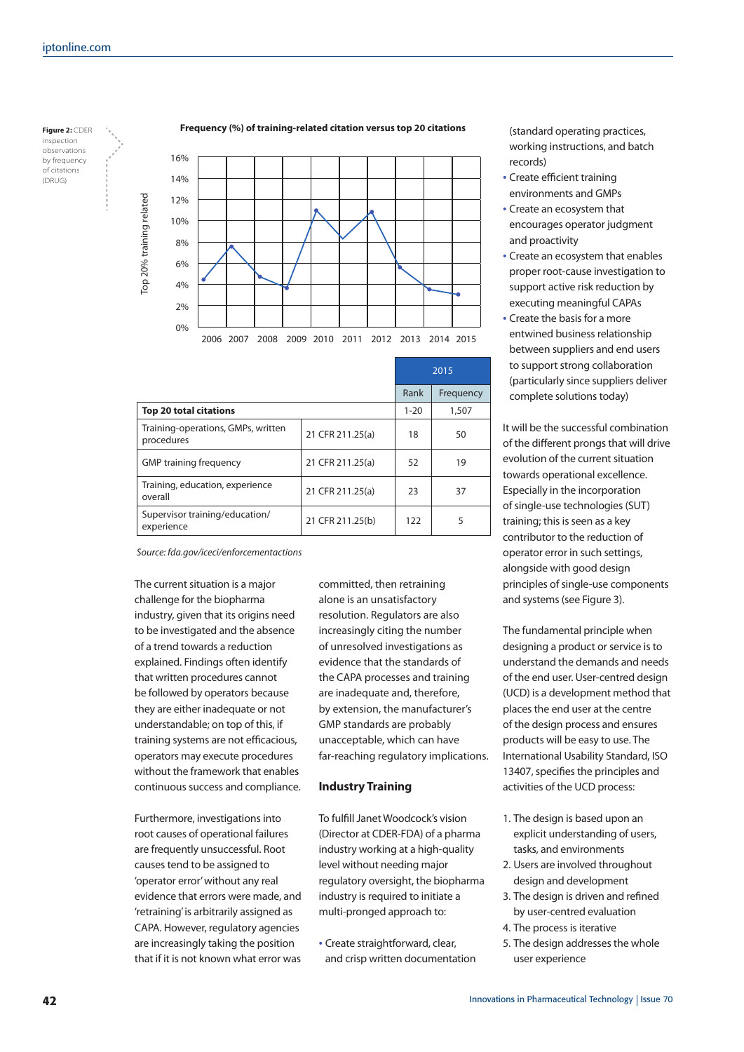**Figure 2:** CDER inspection observations by frequency of citations (DRUG)

**Frequency (%) of training-related citation versus top 20 citations**

| | | 2015 | |
|---|---|---|---|
| | | Rank | Frequency |
| **Top 20 total citations** | | 1-20 | 1,507 |
| Training-operations, GMPs, written procedures | 21 CFR 211.25(a) | 18 | 50 |
| GMP training frequency | 21 CFR 211.25(a) | 52 | 19 |
| Training, education, experience overall | 21 CFR 211.25(a) | 23 | 37 |
| Supervisor training/education/experience | 21 CFR 211.25(b) | 122 | 5 |

*Source: fda.gov/iceci/enforcementactions*

The current situation is a major challenge for the biopharma industry, given that its origins need to be investigated and the absence of a trend towards a reduction explained. Findings often identify that written procedures cannot be followed by operators because they are either inadequate or not understandable; on top of this, if training systems are not efficacious, operators may execute procedures without the framework that enables continuous success and compliance.

Furthermore, investigations into root causes of operational failures are frequently unsuccessful. Root causes tend to be assigned to 'operator error' without any real evidence that errors were made, and 'retraining' is arbitrarily assigned as CAPA. However, regulatory agencies are increasingly taking the position that if it is not known what error was committed, then retraining alone is an unsatisfactory resolution. Regulators are also increasingly citing the number of unresolved investigations as evidence that the standards of the CAPA processes and training are inadequate and, therefore, by extension, the manufacturer's GMP standards are probably unacceptable, which can have far-reaching regulatory implications.

## Industry Training

To fulfill Janet Woodcock's vision (Director at CDER-FDA) of a pharma industry working at a high-quality level without needing major regulatory oversight, the biopharma industry is required to initiate a multi-pronged approach to:

- Create straightforward, clear, and crisp written documentation (standard operating practices, working instructions, and batch records)
- Create efficient training environments and GMPs
- Create an ecosystem that encourages operator judgment and proactivity
- Create an ecosystem that enables proper root-cause investigation to support active risk reduction by executing meaningful CAPAs
- Create the basis for a more entwined business relationship between suppliers and end users to support strong collaboration (particularly since suppliers deliver complete solutions today)

It will be the successful combination of the different prongs that will drive evolution of the current situation towards operational excellence. Especially in the incorporation of single-use technologies (SUT) training; this is seen as a key contributor to the reduction of operator error in such settings, alongside with good design principles of single-use components and systems (see Figure 3).

The fundamental principle when designing a product or service is to understand the demands and needs of the end user. User-centred design (UCD) is a development method that places the end user at the centre of the design process and ensures products will be easy to use. The International Usability Standard, ISO 13407, specifies the principles and activities of the UCD process:

1. The design is based upon an explicit understanding of users, tasks, and environments
2. Users are involved throughout design and development
3. The design is driven and refined by user-centred evaluation
4. The process is iterative
5. The design addresses the whole user experience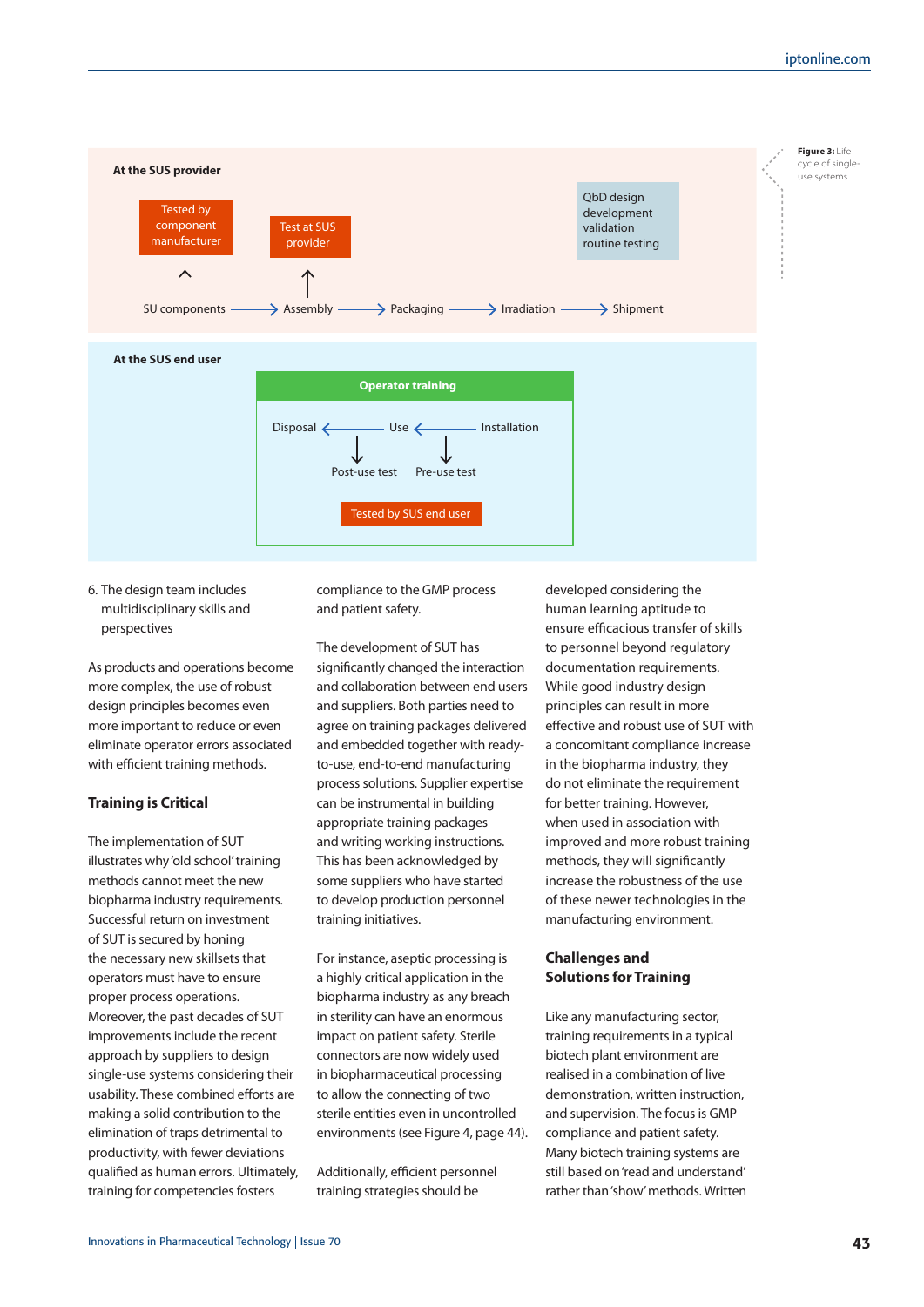**At the SUS provider**

Tested by component manufacturer

Test at SUS provider

QbD design development validation routine testing

SU components → Assembly → Packaging → Irradiation → Shipment

**At the SUS end user**

**Operator training**

Disposal ← Use ← Installation

Post-use test

Pre-use test

Tested by SUS end user

**Figure 3:** Life cycle of single-use systems

6. The design team includes multidisciplinary skills and perspectives

As products and operations become more complex, the use of robust design principles becomes even more important to reduce or even eliminate operator errors associated with efficient training methods.

## Training is Critical

The implementation of SUT illustrates why 'old school' training methods cannot meet the new biopharma industry requirements. Successful return on investment of SUT is secured by honing the necessary new skillsets that operators must have to ensure proper process operations. Moreover, the past decades of SUT improvements include the recent approach by suppliers to design single-use systems considering their usability. These combined efforts are making a solid contribution to the elimination of traps detrimental to productivity, with fewer deviations qualified as human errors. Ultimately, training for competencies fosters compliance to the GMP process and patient safety.

The development of SUT has significantly changed the interaction and collaboration between end users and suppliers. Both parties need to agree on training packages delivered and embedded together with ready-to-use, end-to-end manufacturing process solutions. Supplier expertise can be instrumental in building appropriate training packages and writing working instructions. This has been acknowledged by some suppliers who have started to develop production personnel training initiatives.

For instance, aseptic processing is a highly critical application in the biopharma industry as any breach in sterility can have an enormous impact on patient safety. Sterile connectors are now widely used in biopharmaceutical processing to allow the connecting of two sterile entities even in uncontrolled environments (see Figure 4, page 44).

Additionally, efficient personnel training strategies should be developed considering the human learning aptitude to ensure efficacious transfer of skills to personnel beyond regulatory documentation requirements. While good industry design principles can result in more effective and robust use of SUT with a concomitant compliance increase in the biopharma industry, they do not eliminate the requirement for better training. However, when used in association with improved and more robust training methods, they will significantly increase the robustness of the use of these newer technologies in the manufacturing environment.

## Challenges and Solutions for Training

Like any manufacturing sector, training requirements in a typical biotech plant environment are realised in a combination of live demonstration, written instruction, and supervision. The focus is GMP compliance and patient safety. Many biotech training systems are still based on 'read and understand' rather than 'show' methods. Written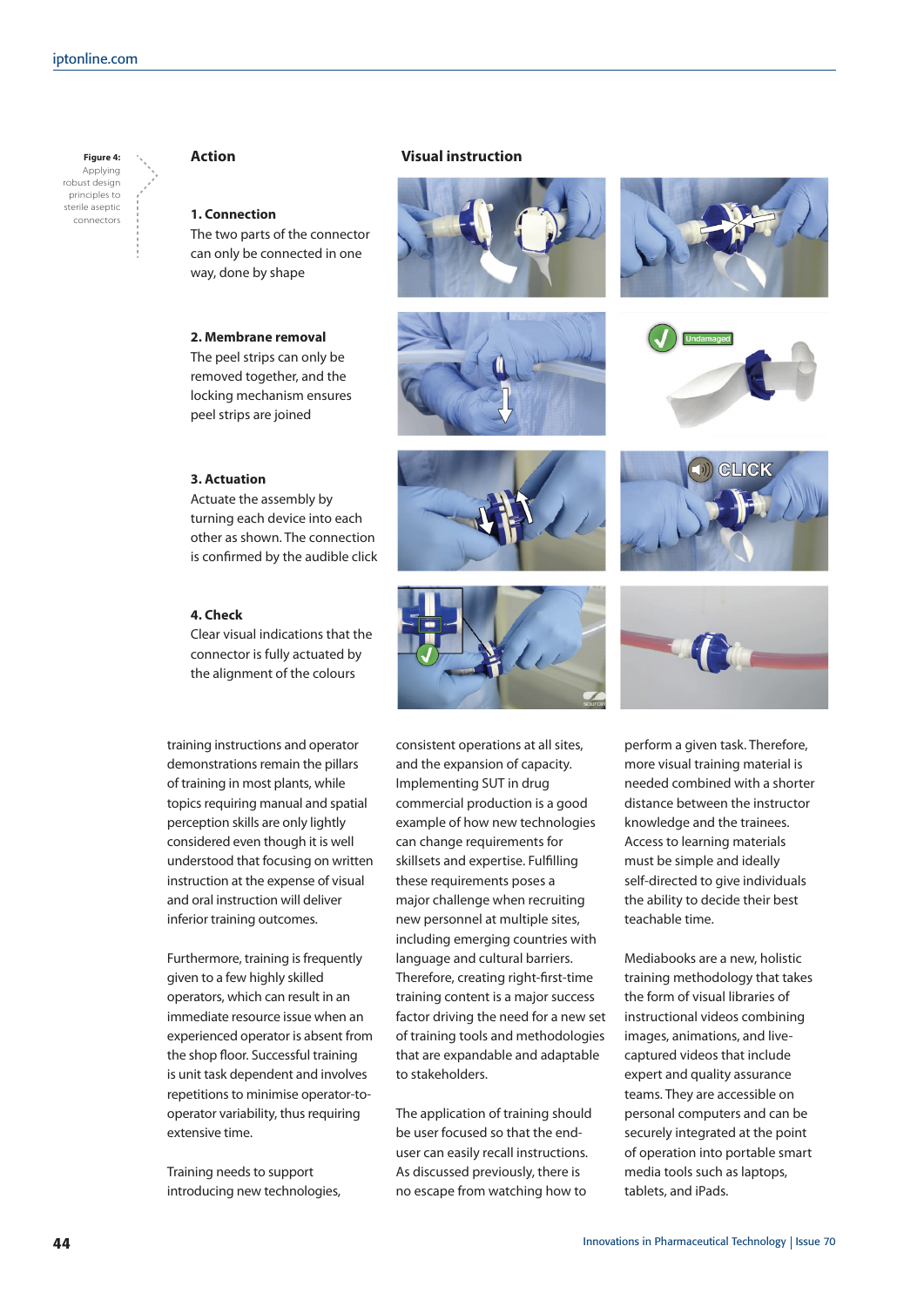**Figure 4:** Applying robust design principles to sterile aseptic connectors

| Action | Visual instruction |
| --- | --- |
| **1. Connection** The two parts of the connector can only be connected in one way, done by shape | |
| **2. Membrane removal** The peel strips can only be removed together, and the locking mechanism ensures peel strips are joined | |
| **3. Actuation** Actuate the assembly by turning each device into each other as shown. The connection is confirmed by the audible click | |
| **4. Check** Clear visual indications that the connector is fully actuated by the alignment of the colours | |

training instructions and operator demonstrations remain the pillars of training in most plants, while topics requiring manual and spatial perception skills are only lightly considered even though it is well understood that focusing on written instruction at the expense of visual and oral instruction will deliver inferior training outcomes.

Furthermore, training is frequently given to a few highly skilled operators, which can result in an immediate resource issue when an experienced operator is absent from the shop floor. Successful training is unit task dependent and involves repetitions to minimise operator-to-operator variability, thus requiring extensive time.

Training needs to support introducing new technologies, consistent operations at all sites, and the expansion of capacity. Implementing SUT in drug commercial production is a good example of how new technologies can change requirements for skillsets and expertise. Fulfilling these requirements poses a major challenge when recruiting new personnel at multiple sites, including emerging countries with language and cultural barriers. Therefore, creating right-first-time training content is a major success factor driving the need for a new set of training tools and methodologies that are expandable and adaptable to stakeholders.

The application of training should be user focused so that the end-user can easily recall instructions. As discussed previously, there is no escape from watching how to perform a given task. Therefore, more visual training material is needed combined with a shorter distance between the instructor knowledge and the trainees. Access to learning materials must be simple and ideally self-directed to give individuals the ability to decide their best teachable time.

Mediabooks are a new, holistic training methodology that takes the form of visual libraries of instructional videos combining images, animations, and live-captured videos that include expert and quality assurance teams. They are accessible on personal computers and can be securely integrated at the point of operation into portable smart media tools such as laptops, tablets, and iPads.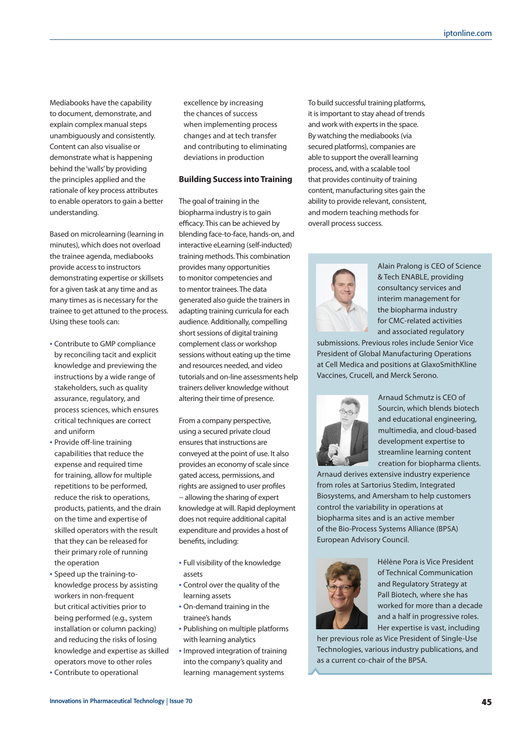Mediabooks have the capability to document, demonstrate, and explain complex manual steps unambiguously and consistently. Content can also visualise or demonstrate what is happening behind the 'walls' by providing the principles applied and the rationale of key process attributes to enable operators to gain a better understanding.

Based on microlearning (learning in minutes), which does not overload the trainee agenda, mediabooks provide access to instructors demonstrating expertise or skillsets for a given task at any time and as many times as is necessary for the trainee to get attuned to the process. Using these tools can:

- Contribute to GMP compliance by reconciling tacit and explicit knowledge and previewing the instructions by a wide range of stakeholders, such as quality assurance, regulatory, and process sciences, which ensures critical techniques are correct and uniform
- Provide off-line training capabilities that reduce the expense and required time for training, allow for multiple repetitions to be performed, reduce the risk to operations, products, patients, and the drain on the time and expertise of skilled operators with the result that they can be released for their primary role of running the operation
- Speed up the training-to-knowledge process by assisting workers in non-frequent but critical activities prior to being performed (e.g., system installation or column packing) and reducing the risks of losing knowledge and expertise as skilled operators move to other roles
- Contribute to operational excellence by increasing the chances of success when implementing process changes and at tech transfer and contributing to eliminating deviations in production

## Building Success into Training

The goal of training in the biopharma industry is to gain efficacy. This can be achieved by blending face-to-face, hands-on, and interactive eLearning (self-inducted) training methods. This combination provides many opportunities to monitor competencies and to mentor trainees. The data generated also guide the trainers in adapting training curricula for each audience. Additionally, compelling short sessions of digital training complement class or workshop sessions without eating up the time and resources needed, and video tutorials and on-line assessments help trainers deliver knowledge without altering their time of presence.

From a company perspective, using a secured private cloud ensures that instructions are conveyed at the point of use. It also provides an economy of scale since gated access, permissions, and rights are assigned to user profiles – allowing the sharing of expert knowledge at will. Rapid deployment does not require additional capital expenditure and provides a host of benefits, including:

- Full visibility of the knowledge assets
- Control over the quality of the learning assets
- On-demand training in the trainee's hands
- Publishing on multiple platforms with learning analytics
- Improved integration of training into the company's quality and learning management systems

To build successful training platforms, it is important to stay ahead of trends and work with experts in the space. By watching the mediabooks (via secured platforms), companies are able to support the overall learning process, and, with a scalable tool that provides continuity of training content, manufacturing sites gain the ability to provide relevant, consistent, and modern teaching methods for overall process success.

Alain Pralong is CEO of Science & Tech ENABLE, providing consultancy services and interim management for the biopharma industry for CMC-related activities and associated regulatory submissions. Previous roles include Senior Vice President of Global Manufacturing Operations at Cell Medica and positions at GlaxoSmithKline Vaccines, Crucell, and Merck Serono.

Arnaud Schmutz is CEO of Sourcin, which blends biotech and educational engineering, multimedia, and cloud-based development expertise to streamline learning content creation for biopharma clients. Arnaud derives extensive industry experience from roles at Sartorius Stedim, Integrated Biosystems, and Amersham to help customers control the variability in operations at biopharma sites and is an active member of the Bio-Process Systems Alliance (BPSA) European Advisory Council.

Hélène Pora is Vice President of Technical Communication and Regulatory Strategy at Pall Biotech, where she has worked for more than a decade and a half in progressive roles. Her expertise is vast, including her previous role as Vice President of Single-Use Technologies, various industry publications, and as a current co-chair of the BPSA.